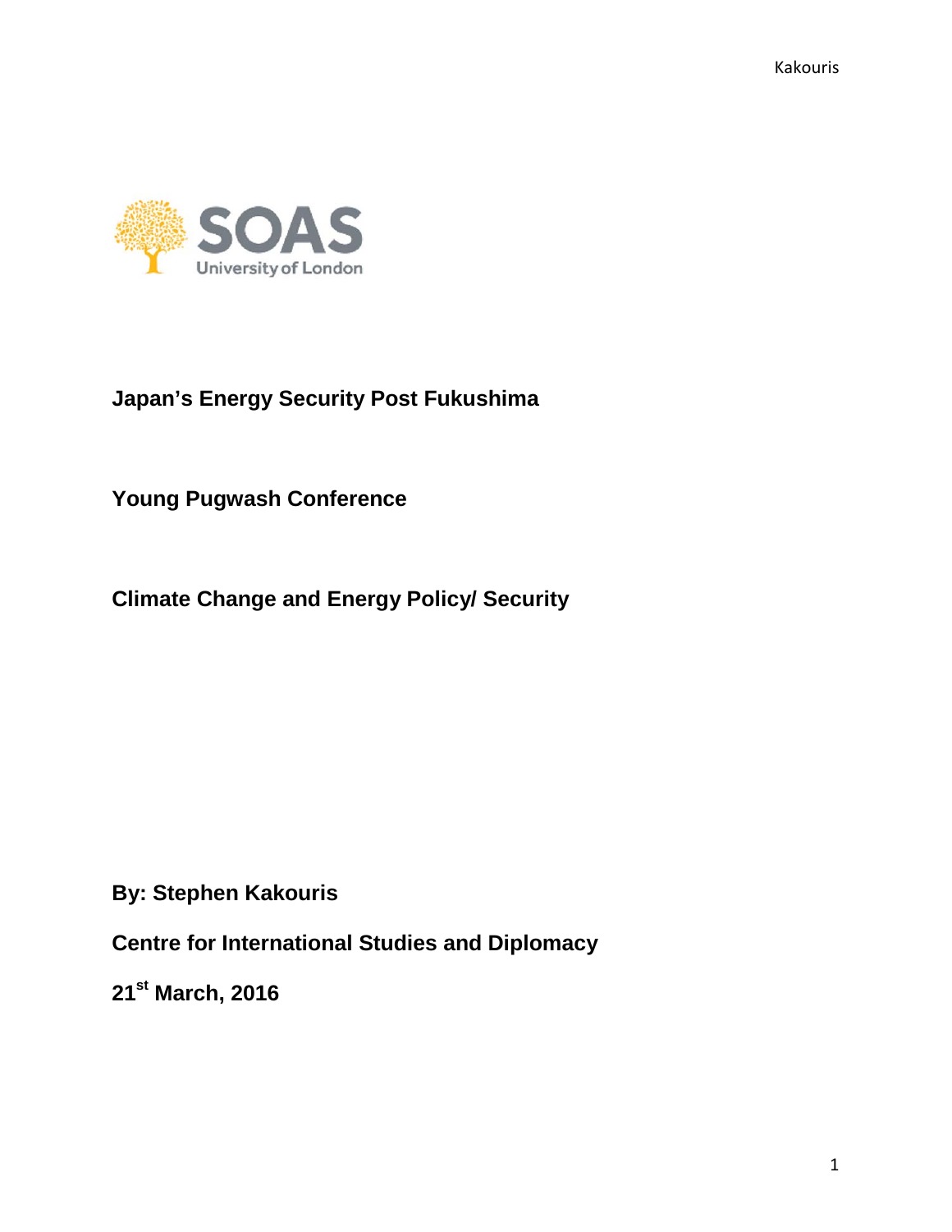SOAS University of London

# Japan's Energy Security Post Fukushima

**Young Pugwash Conference**

**Climate Change and Energy Policy/ Security**

**By: Stephen Kakouris**

**Centre for International Studies and Diplomacy**

**21st March, 2016**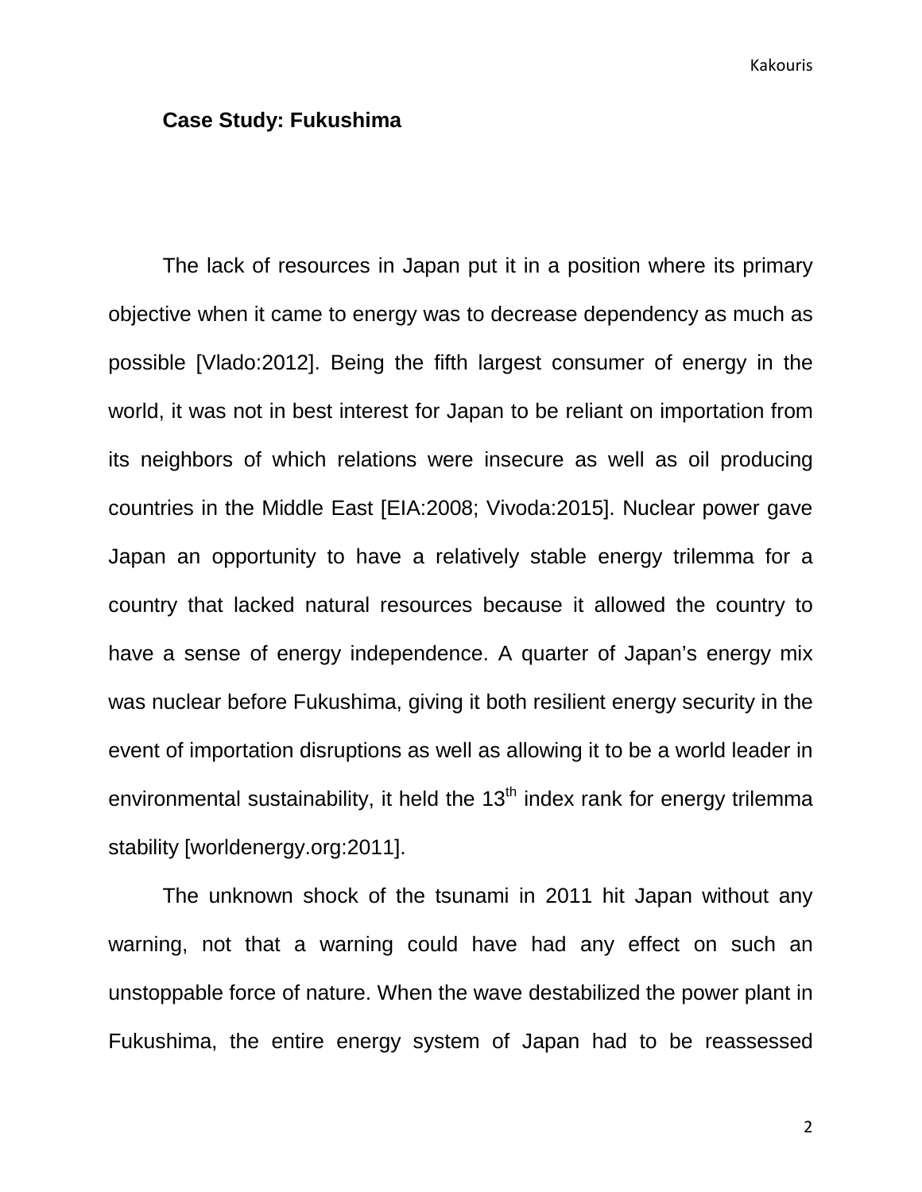**Case Study: Fukushima**

The lack of resources in Japan put it in a position where its primary objective when it came to energy was to decrease dependency as much as possible [Vlado:2012]. Being the fifth largest consumer of energy in the world, it was not in best interest for Japan to be reliant on importation from its neighbors of which relations were insecure as well as oil producing countries in the Middle East [EIA:2008; Vivoda:2015]. Nuclear power gave Japan an opportunity to have a relatively stable energy trilemma for a country that lacked natural resources because it allowed the country to have a sense of energy independence. A quarter of Japan's energy mix was nuclear before Fukushima, giving it both resilient energy security in the event of importation disruptions as well as allowing it to be a world leader in environmental sustainability, it held the 13th index rank for energy trilemma stability [worldenergy.org:2011].

The unknown shock of the tsunami in 2011 hit Japan without any warning, not that a warning could have had any effect on such an unstoppable force of nature. When the wave destabilized the power plant in Fukushima, the entire energy system of Japan had to be reassessed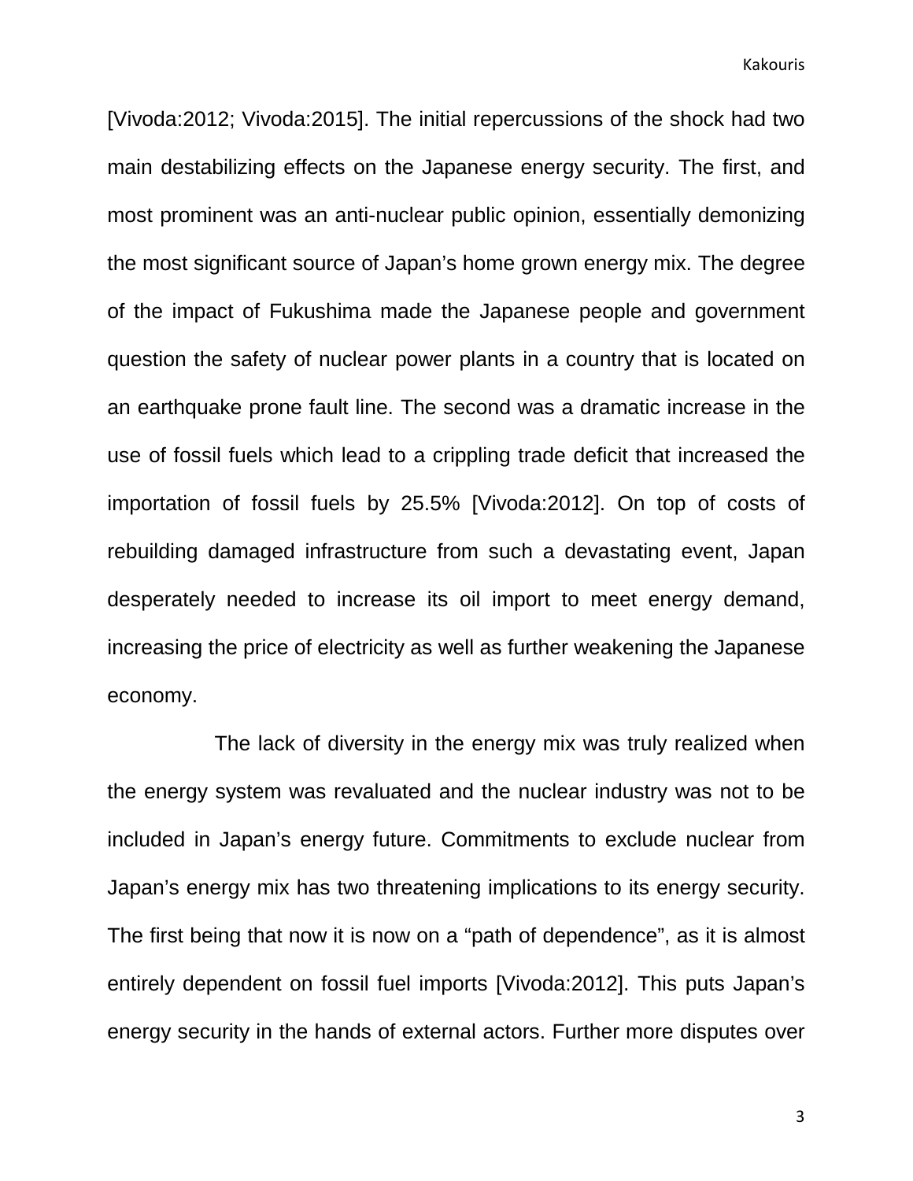[Vivoda:2012; Vivoda:2015]. The initial repercussions of the shock had two main destabilizing effects on the Japanese energy security. The first, and most prominent was an anti-nuclear public opinion, essentially demonizing the most significant source of Japan's home grown energy mix. The degree of the impact of Fukushima made the Japanese people and government question the safety of nuclear power plants in a country that is located on an earthquake prone fault line. The second was a dramatic increase in the use of fossil fuels which lead to a crippling trade deficit that increased the importation of fossil fuels by 25.5% [Vivoda:2012]. On top of costs of rebuilding damaged infrastructure from such a devastating event, Japan desperately needed to increase its oil import to meet energy demand, increasing the price of electricity as well as further weakening the Japanese economy.

The lack of diversity in the energy mix was truly realized when the energy system was revaluated and the nuclear industry was not to be included in Japan's energy future. Commitments to exclude nuclear from Japan's energy mix has two threatening implications to its energy security. The first being that now it is now on a "path of dependence", as it is almost entirely dependent on fossil fuel imports [Vivoda:2012]. This puts Japan's energy security in the hands of external actors. Further more disputes over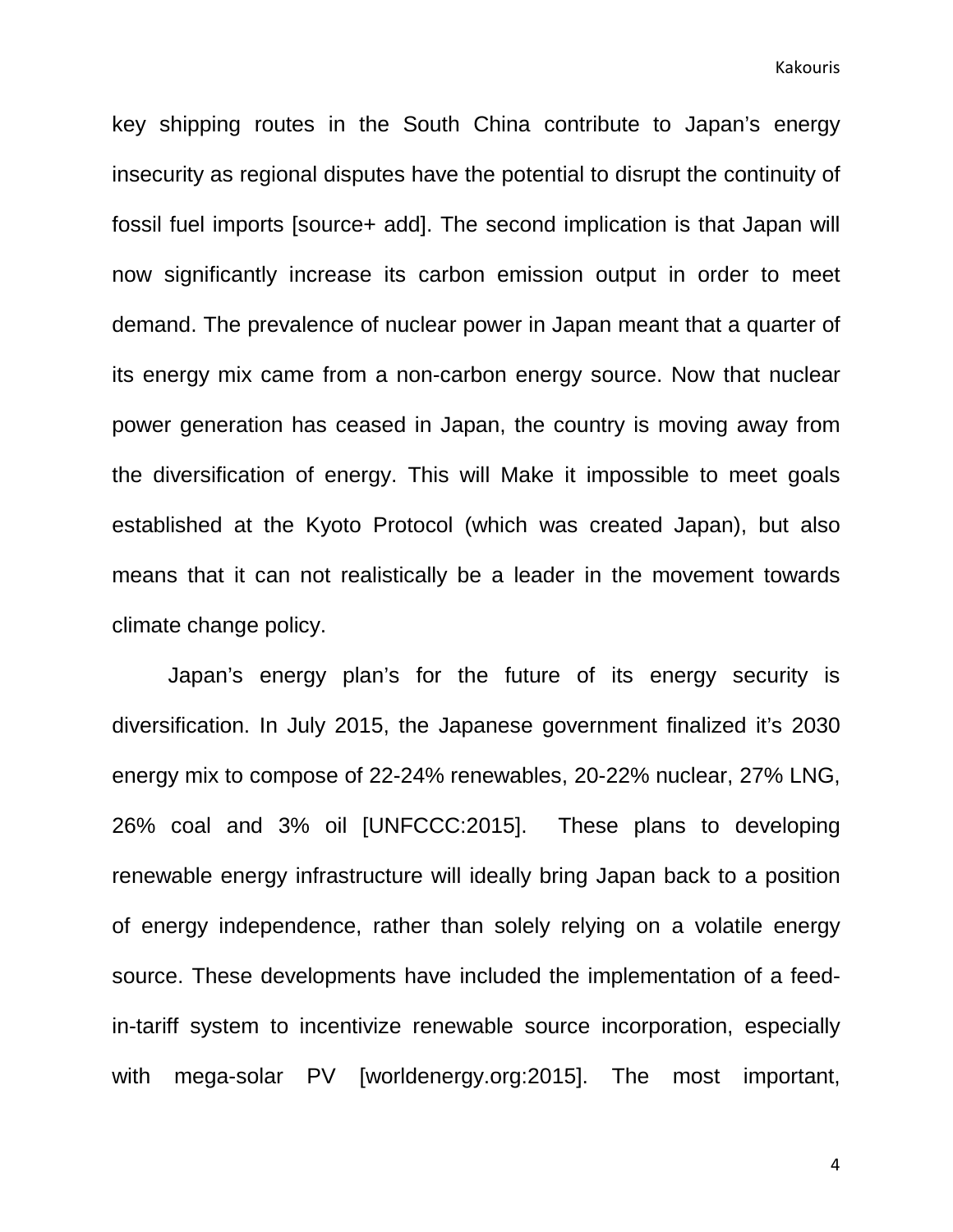key shipping routes in the South China contribute to Japan's energy insecurity as regional disputes have the potential to disrupt the continuity of fossil fuel imports [source+ add]. The second implication is that Japan will now significantly increase its carbon emission output in order to meet demand. The prevalence of nuclear power in Japan meant that a quarter of its energy mix came from a non-carbon energy source. Now that nuclear power generation has ceased in Japan, the country is moving away from the diversification of energy. This will Make it impossible to meet goals established at the Kyoto Protocol (which was created Japan), but also means that it can not realistically be a leader in the movement towards climate change policy.

Japan's energy plan's for the future of its energy security is diversification. In July 2015, the Japanese government finalized it's 2030 energy mix to compose of 22-24% renewables, 20-22% nuclear, 27% LNG, 26% coal and 3% oil [UNFCCC:2015]. These plans to developing renewable energy infrastructure will ideally bring Japan back to a position of energy independence, rather than solely relying on a volatile energy source. These developments have included the implementation of a feed-in-tariff system to incentivize renewable source incorporation, especially with mega-solar PV [worldenergy.org:2015]. The most important,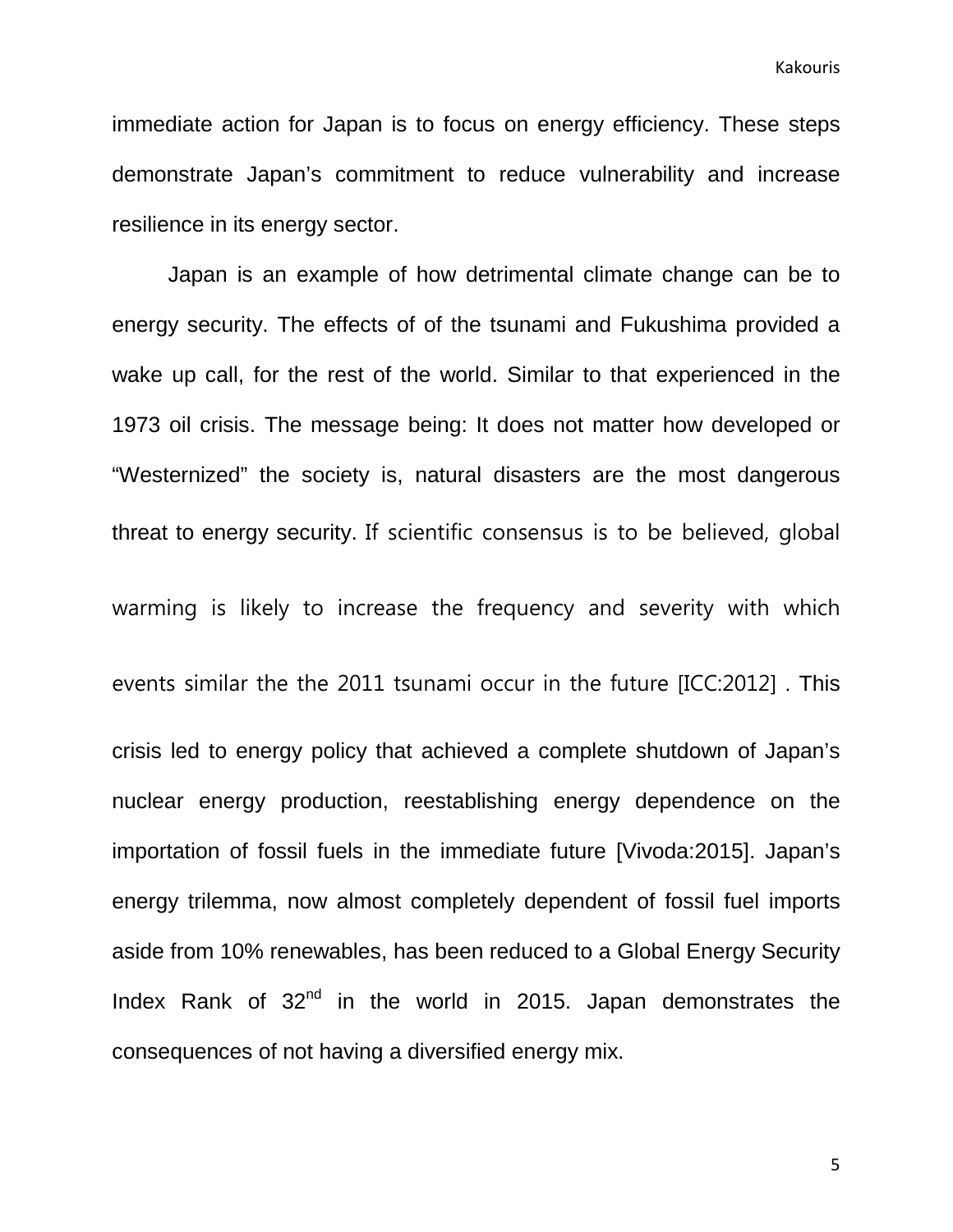immediate action for Japan is to focus on energy efficiency. These steps demonstrate Japan's commitment to reduce vulnerability and increase resilience in its energy sector.

Japan is an example of how detrimental climate change can be to energy security. The effects of of the tsunami and Fukushima provided a wake up call, for the rest of the world. Similar to that experienced in the 1973 oil crisis. The message being: It does not matter how developed or "Westernized" the society is, natural disasters are the most dangerous threat to energy security. If scientific consensus is to be believed, global warming is likely to increase the frequency and severity with which events similar the the 2011 tsunami occur in the future [ICC:2012] . This crisis led to energy policy that achieved a complete shutdown of Japan's nuclear energy production, reestablishing energy dependence on the importation of fossil fuels in the immediate future [Vivoda:2015]. Japan's energy trilemma, now almost completely dependent of fossil fuel imports aside from 10% renewables, has been reduced to a Global Energy Security Index Rank of 32nd in the world in 2015. Japan demonstrates the consequences of not having a diversified energy mix.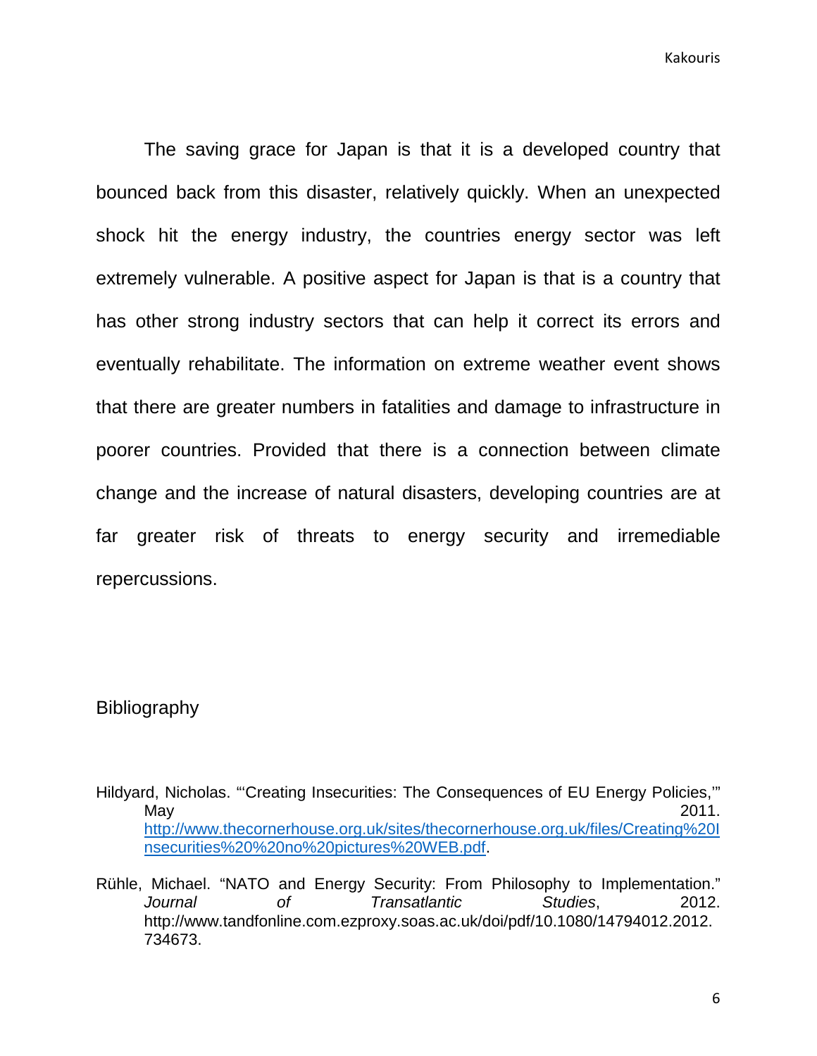The saving grace for Japan is that it is a developed country that bounced back from this disaster, relatively quickly. When an unexpected shock hit the energy industry, the countries energy sector was left extremely vulnerable. A positive aspect for Japan is that is a country that has other strong industry sectors that can help it correct its errors and eventually rehabilitate. The information on extreme weather event shows that there are greater numbers in fatalities and damage to infrastructure in poorer countries. Provided that there is a connection between climate change and the increase of natural disasters, developing countries are at far greater risk of threats to energy security and irremediable repercussions.

## Bibliography

Hildyard, Nicholas. "'Creating Insecurities: The Consequences of EU Energy Policies,'" May 2011. http://www.thecornerhouse.org.uk/sites/thecornerhouse.org.uk/files/Creating%20Insecurities%20%20no%20pictures%20WEB.pdf.

Rühle, Michael. "NATO and Energy Security: From Philosophy to Implementation." *Journal of Transatlantic Studies*, 2012. http://www.tandfonline.com.ezproxy.soas.ac.uk/doi/pdf/10.1080/14794012.2012.734673.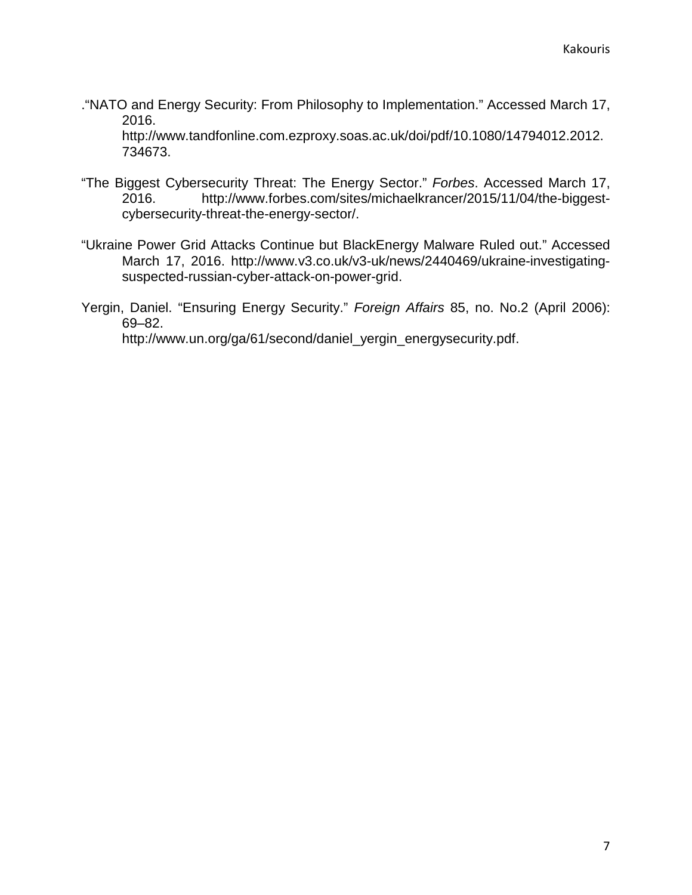."NATO and Energy Security: From Philosophy to Implementation." Accessed March 17, 2016. http://www.tandfonline.com.ezproxy.soas.ac.uk/doi/pdf/10.1080/14794012.2012.734673.

"The Biggest Cybersecurity Threat: The Energy Sector." *Forbes*. Accessed March 17, 2016. http://www.forbes.com/sites/michaelkrancer/2015/11/04/the-biggest-cybersecurity-threat-the-energy-sector/.

"Ukraine Power Grid Attacks Continue but BlackEnergy Malware Ruled out." Accessed March 17, 2016. http://www.v3.co.uk/v3-uk/news/2440469/ukraine-investigating-suspected-russian-cyber-attack-on-power-grid.

Yergin, Daniel. "Ensuring Energy Security." *Foreign Affairs* 85, no. No.2 (April 2006): 69–82. http://www.un.org/ga/61/second/daniel_yergin_energysecurity.pdf.